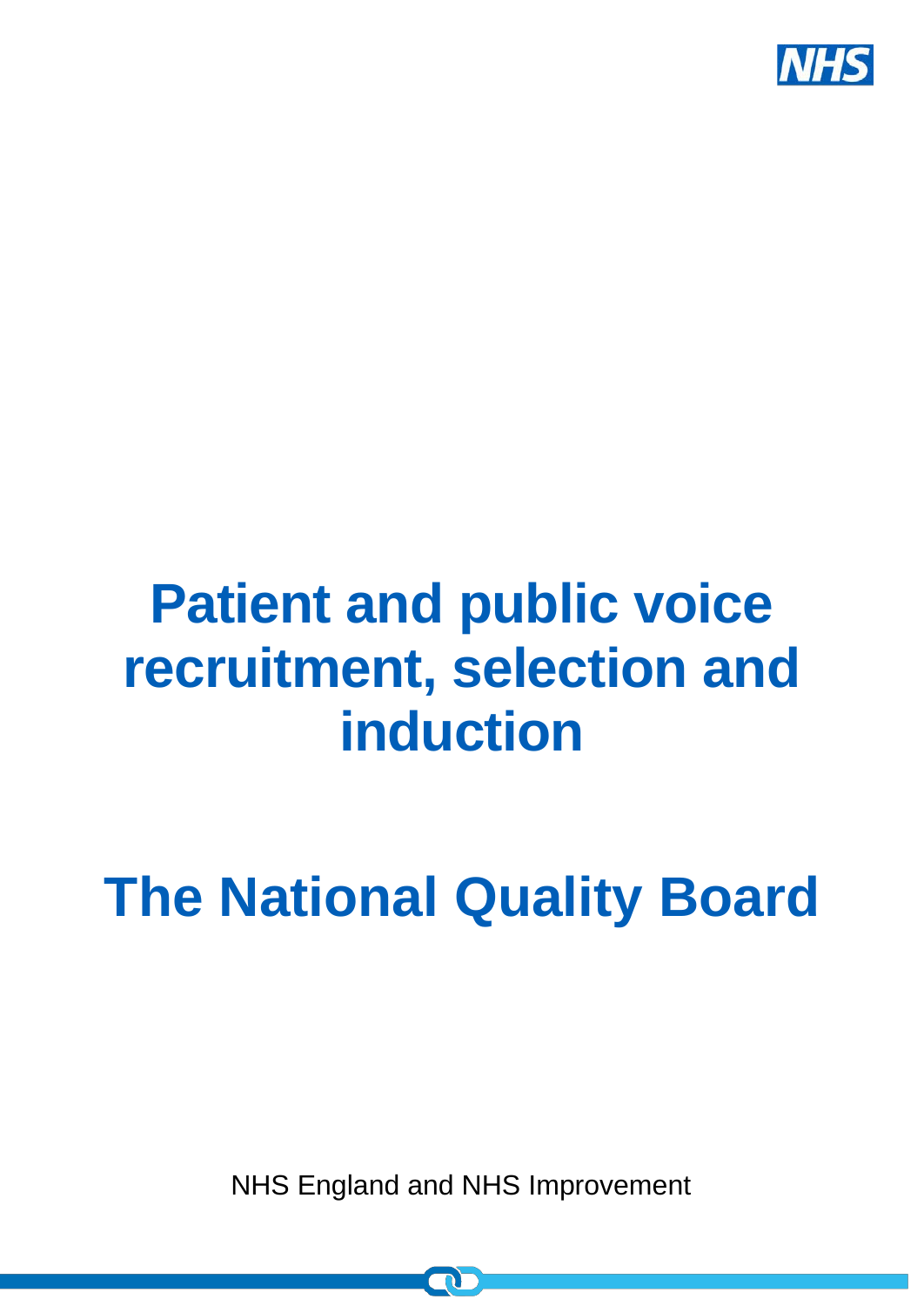# Patient and public voice recruitment, selection and induction

# The National Quality Board

NHS England and NHS Improvement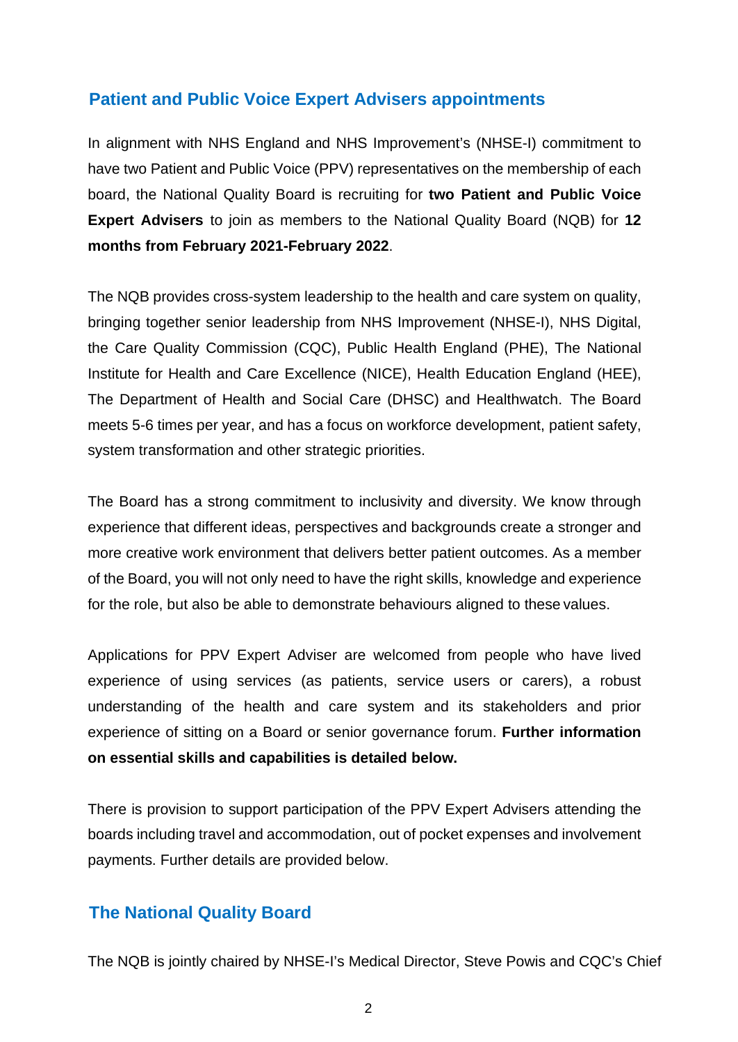## Patient and Public Voice Expert Advisers appointments

In alignment with NHS England and NHS Improvement's (NHSE-I) commitment to have two Patient and Public Voice (PPV) representatives on the membership of each board, the National Quality Board is recruiting for **two Patient and Public Voice Expert Advisers** to join as members to the National Quality Board (NQB) for **12 months from February 2021-February 2022**.

The NQB provides cross-system leadership to the health and care system on quality, bringing together senior leadership from NHS Improvement (NHSE-I), NHS Digital, the Care Quality Commission (CQC), Public Health England (PHE), The National Institute for Health and Care Excellence (NICE), Health Education England (HEE), The Department of Health and Social Care (DHSC) and Healthwatch. The Board meets 5-6 times per year, and has a focus on workforce development, patient safety, system transformation and other strategic priorities.

The Board has a strong commitment to inclusivity and diversity. We know through experience that different ideas, perspectives and backgrounds create a stronger and more creative work environment that delivers better patient outcomes. As a member of the Board, you will not only need to have the right skills, knowledge and experience for the role, but also be able to demonstrate behaviours aligned to these values.

Applications for PPV Expert Adviser are welcomed from people who have lived experience of using services (as patients, service users or carers), a robust understanding of the health and care system and its stakeholders and prior experience of sitting on a Board or senior governance forum. **Further information on essential skills and capabilities is detailed below.**

There is provision to support participation of the PPV Expert Advisers attending the boards including travel and accommodation, out of pocket expenses and involvement payments. Further details are provided below.

## The National Quality Board

The NQB is jointly chaired by NHSE-I's Medical Director, Steve Powis and CQC's Chief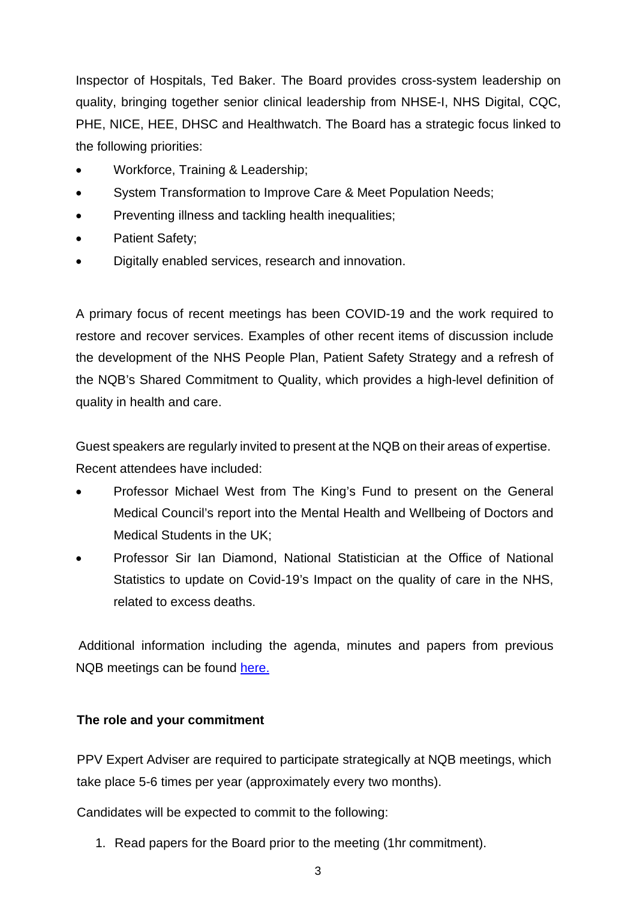Inspector of Hospitals, Ted Baker. The Board provides cross-system leadership on quality, bringing together senior clinical leadership from NHSE-I, NHS Digital, CQC, PHE, NICE, HEE, DHSC and Healthwatch. The Board has a strategic focus linked to the following priorities:

- Workforce, Training & Leadership;
- System Transformation to Improve Care & Meet Population Needs;
- Preventing illness and tackling health inequalities;
- Patient Safety;
- Digitally enabled services, research and innovation.

A primary focus of recent meetings has been COVID-19 and the work required to restore and recover services. Examples of other recent items of discussion include the development of the NHS People Plan, Patient Safety Strategy and a refresh of the NQB's Shared Commitment to Quality, which provides a high-level definition of quality in health and care.

Guest speakers are regularly invited to present at the NQB on their areas of expertise. Recent attendees have included:

- Professor Michael West from The King's Fund to present on the General Medical Council's report into the Mental Health and Wellbeing of Doctors and Medical Students in the UK;
- Professor Sir Ian Diamond, National Statistician at the Office of National Statistics to update on Covid-19's Impact on the quality of care in the NHS, related to excess deaths.

Additional information including the agenda, minutes and papers from previous NQB meetings can be found here.

**The role and your commitment**

PPV Expert Adviser are required to participate strategically at NQB meetings, which take place 5-6 times per year (approximately every two months).

Candidates will be expected to commit to the following:

1. Read papers for the Board prior to the meeting (1hr commitment).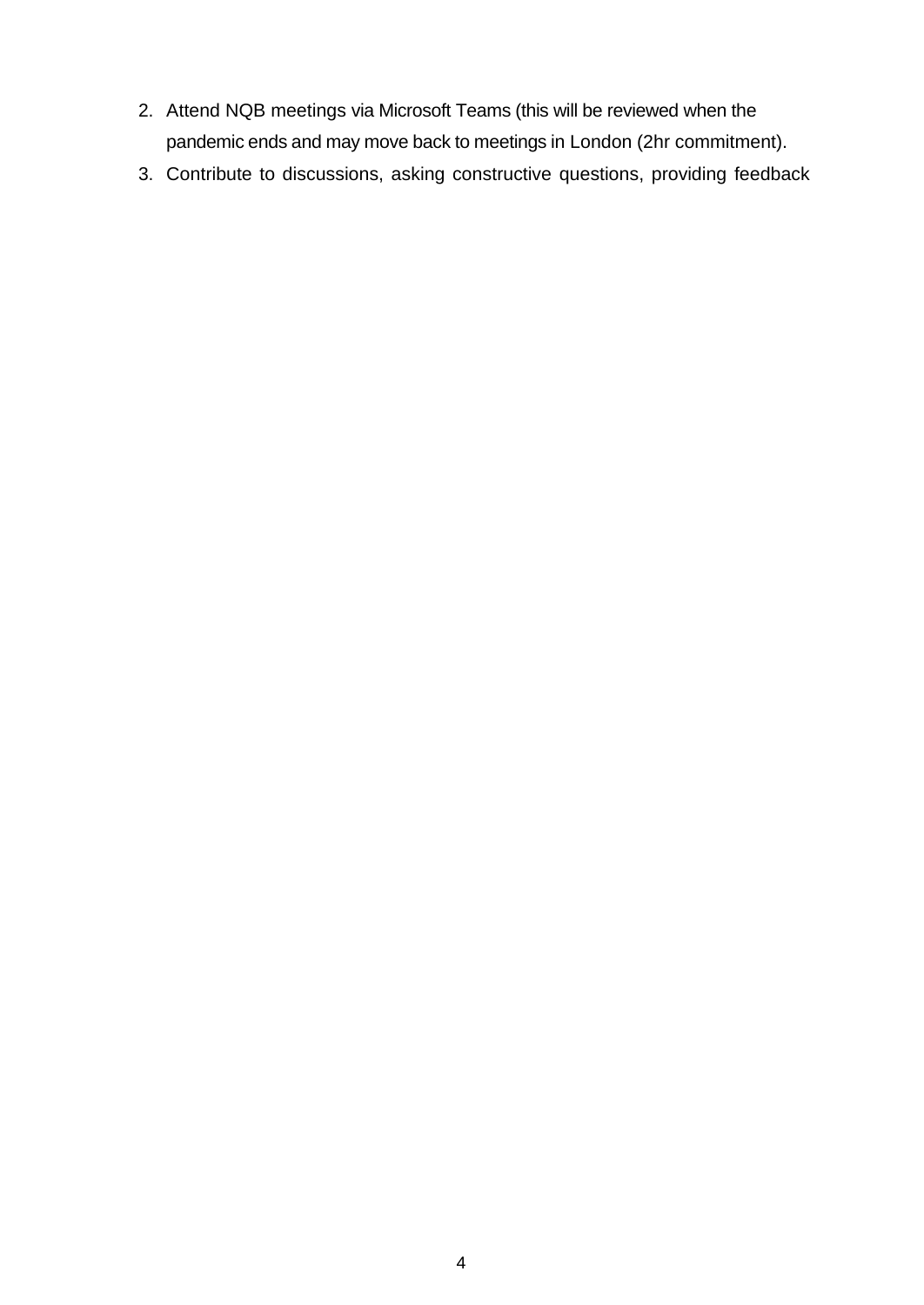2. Attend NQB meetings via Microsoft Teams (this will be reviewed when the pandemic ends and may move back to meetings in London (2hr commitment).
3. Contribute to discussions, asking constructive questions, providing feedback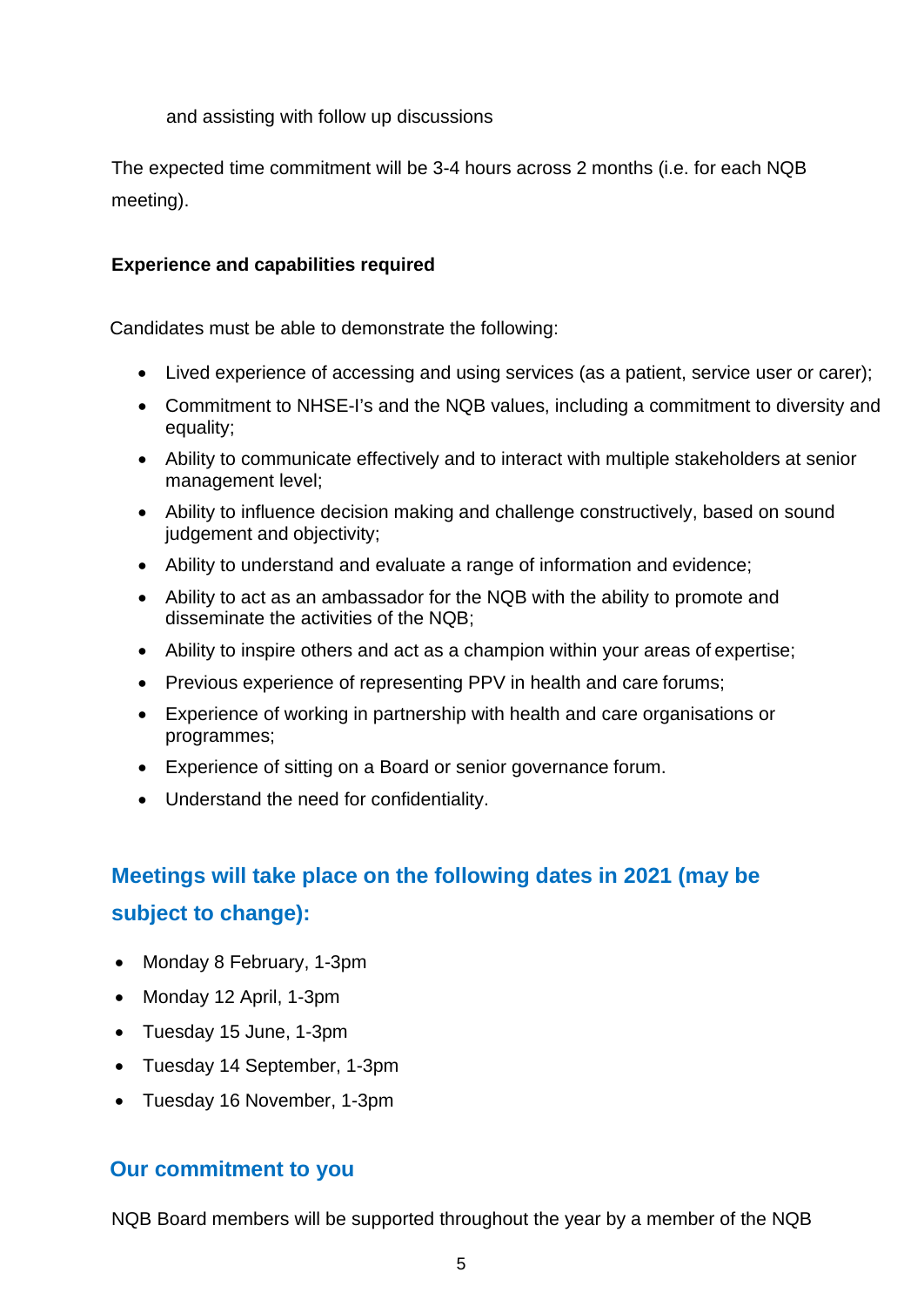and assisting with follow up discussions

The expected time commitment will be 3-4 hours across 2 months (i.e. for each NQB meeting).

**Experience and capabilities required**

Candidates must be able to demonstrate the following:

- Lived experience of accessing and using services (as a patient, service user or carer);
- Commitment to NHSE-I's and the NQB values, including a commitment to diversity and equality;
- Ability to communicate effectively and to interact with multiple stakeholders at senior management level;
- Ability to influence decision making and challenge constructively, based on sound judgement and objectivity;
- Ability to understand and evaluate a range of information and evidence;
- Ability to act as an ambassador for the NQB with the ability to promote and disseminate the activities of the NQB;
- Ability to inspire others and act as a champion within your areas of expertise;
- Previous experience of representing PPV in health and care forums;
- Experience of working in partnership with health and care organisations or programmes;
- Experience of sitting on a Board or senior governance forum.
- Understand the need for confidentiality.

## Meetings will take place on the following dates in 2021 (may be subject to change):

- Monday 8 February, 1-3pm
- Monday 12 April, 1-3pm
- Tuesday 15 June, 1-3pm
- Tuesday 14 September, 1-3pm
- Tuesday 16 November, 1-3pm

## Our commitment to you

NQB Board members will be supported throughout the year by a member of the NQB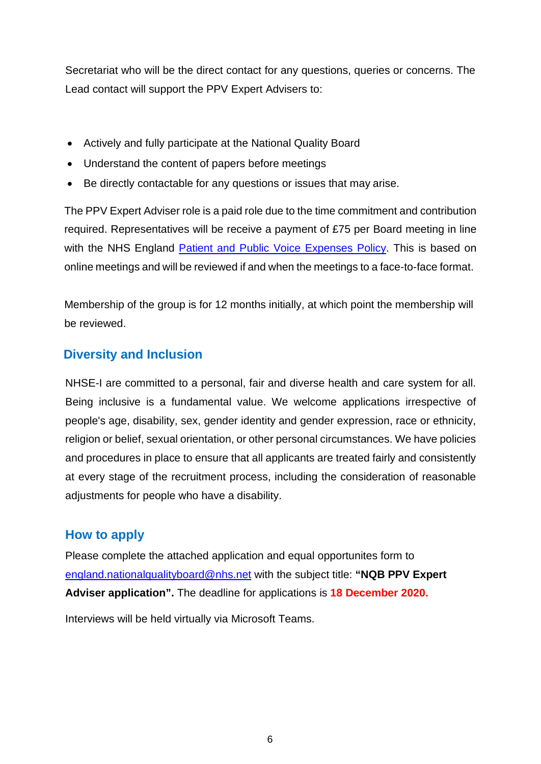Secretariat who will be the direct contact for any questions, queries or concerns. The Lead contact will support the PPV Expert Advisers to:

- Actively and fully participate at the National Quality Board
- Understand the content of papers before meetings
- Be directly contactable for any questions or issues that may arise.

The PPV Expert Adviser role is a paid role due to the time commitment and contribution required. Representatives will be receive a payment of £75 per Board meeting in line with the NHS England [Patient and Public Voice Expenses Policy](). This is based on online meetings and will be reviewed if and when the meetings to a face-to-face format.

Membership of the group is for 12 months initially, at which point the membership will be reviewed.

## Diversity and Inclusion

NHSE-I are committed to a personal, fair and diverse health and care system for all. Being inclusive is a fundamental value. We welcome applications irrespective of people's age, disability, sex, gender identity and gender expression, race or ethnicity, religion or belief, sexual orientation, or other personal circumstances. We have policies and procedures in place to ensure that all applicants are treated fairly and consistently at every stage of the recruitment process, including the consideration of reasonable adjustments for people who have a disability.

## How to apply

Please complete the attached application and equal opportunites form to england.nationalqualityboard@nhs.net with the subject title: **"NQB PPV Expert Adviser application".** The deadline for applications is **18 December 2020.**

Interviews will be held virtually via Microsoft Teams.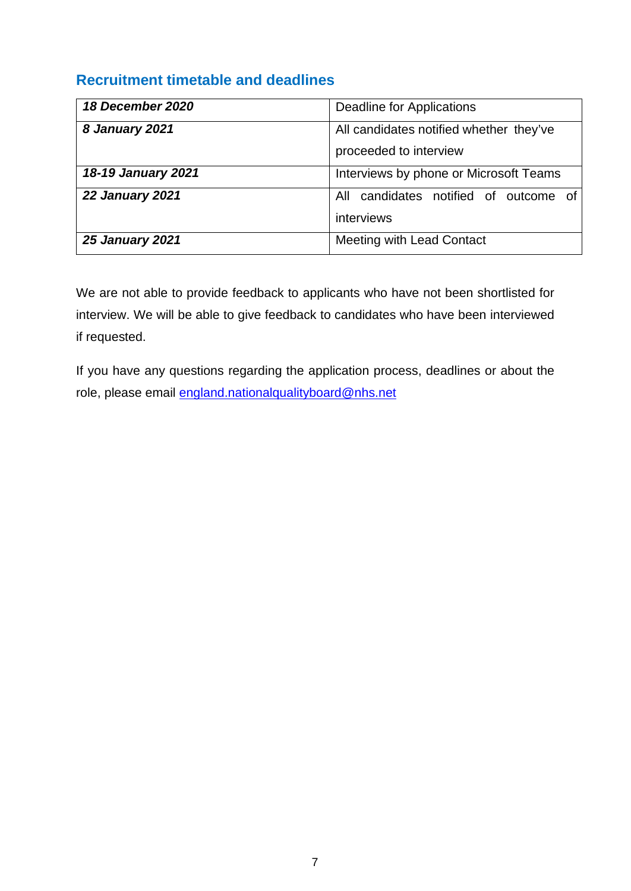## Recruitment timetable and deadlines

| | |
|---|---|
| ***18 December 2020*** | Deadline for Applications |
| ***8 January 2021*** | All candidates notified whether they've proceeded to interview |
| ***18-19 January 2021*** | Interviews by phone or Microsoft Teams |
| ***22 January 2021*** | All candidates notified of outcome of interviews |
| ***25 January 2021*** | Meeting with Lead Contact |

We are not able to provide feedback to applicants who have not been shortlisted for interview. We will be able to give feedback to candidates who have been interviewed if requested.

If you have any questions regarding the application process, deadlines or about the role, please email [england.nationalqualityboard@nhs.net](mailto:england.nationalqualityboard@nhs.net)